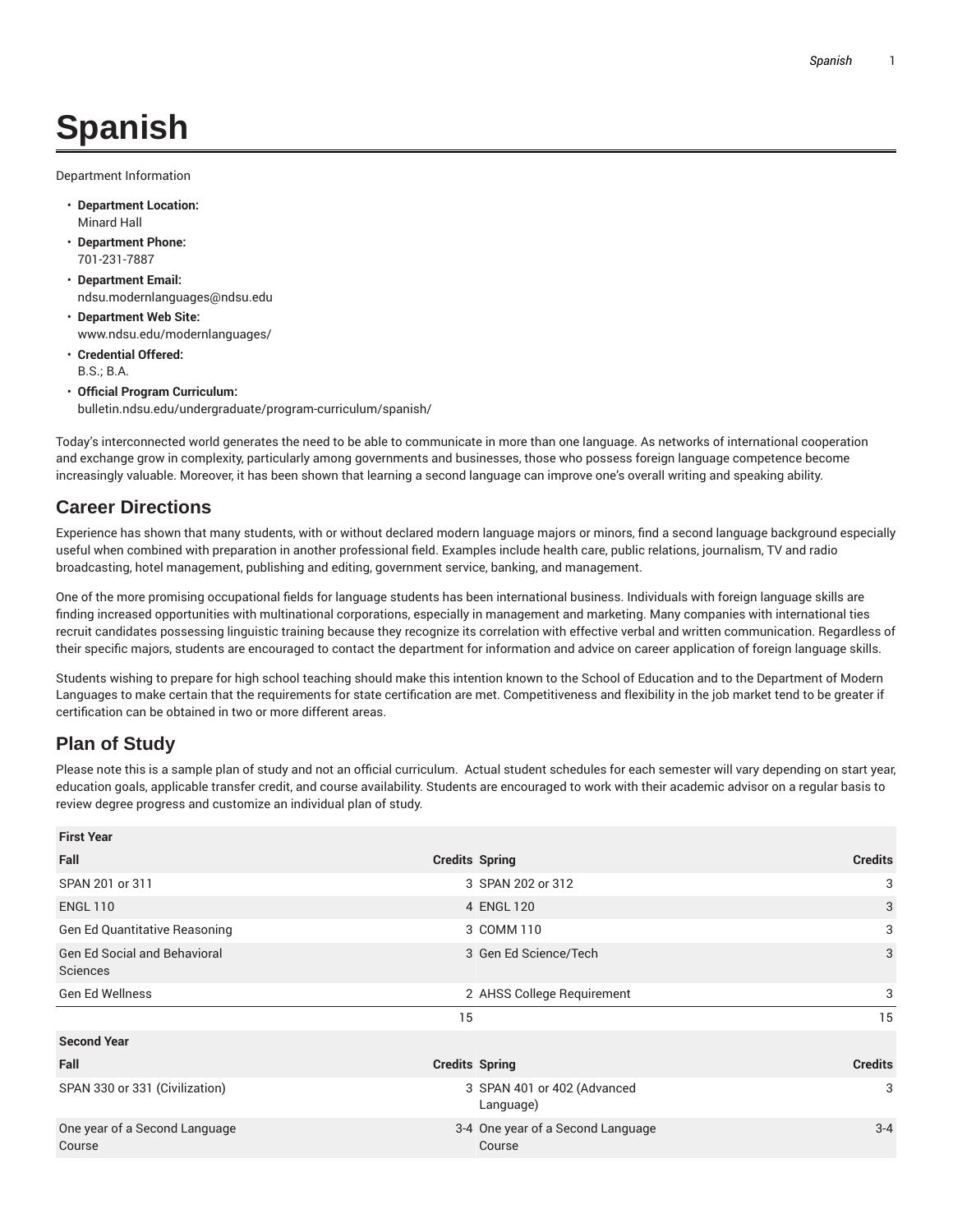# Spanish

Department Information

- **Department Location:**
  Minard Hall
- **Department Phone:**
  701-231-7887
- **Department Email:**
  ndsu.modernlanguages@ndsu.edu
- **Department Web Site:**
  www.ndsu.edu/modernlanguages/
- **Credential Offered:**
  B.S.; B.A.
- **Official Program Curriculum:**
  bulletin.ndsu.edu/undergraduate/program-curriculum/spanish/

Today's interconnected world generates the need to be able to communicate in more than one language. As networks of international cooperation and exchange grow in complexity, particularly among governments and businesses, those who possess foreign language competence become increasingly valuable. Moreover, it has been shown that learning a second language can improve one's overall writing and speaking ability.

## Career Directions

Experience has shown that many students, with or without declared modern language majors or minors, find a second language background especially useful when combined with preparation in another professional field. Examples include health care, public relations, journalism, TV and radio broadcasting, hotel management, publishing and editing, government service, banking, and management.

One of the more promising occupational fields for language students has been international business. Individuals with foreign language skills are finding increased opportunities with multinational corporations, especially in management and marketing. Many companies with international ties recruit candidates possessing linguistic training because they recognize its correlation with effective verbal and written communication. Regardless of their specific majors, students are encouraged to contact the department for information and advice on career application of foreign language skills.

Students wishing to prepare for high school teaching should make this intention known to the School of Education and to the Department of Modern Languages to make certain that the requirements for state certification are met. Competitiveness and flexibility in the job market tend to be greater if certification can be obtained in two or more different areas.

## Plan of Study

Please note this is a sample plan of study and not an official curriculum. Actual student schedules for each semester will vary depending on start year, education goals, applicable transfer credit, and course availability. Students are encouraged to work with their academic advisor on a regular basis to review degree progress and customize an individual plan of study.

| **First Year** | | | |
|---|---|---|---|
| **Fall** | **Credits** | **Spring** | **Credits** |
| SPAN 201 or 311 | 3 | SPAN 202 or 312 | 3 |
| ENGL 110 | 4 | ENGL 120 | 3 |
| Gen Ed Quantitative Reasoning | 3 | COMM 110 | 3 |
| Gen Ed Social and Behavioral Sciences | 3 | Gen Ed Science/Tech | 3 |
| Gen Ed Wellness | 2 | AHSS College Requirement | 3 |
| | 15 | | 15 |
| **Second Year** | | | |
| **Fall** | **Credits** | **Spring** | **Credits** |
| SPAN 330 or 331 (Civilization) | 3 | SPAN 401 or 402 (Advanced Language) | 3 |
| One year of a Second Language Course | 3-4 | One year of a Second Language Course | 3-4 |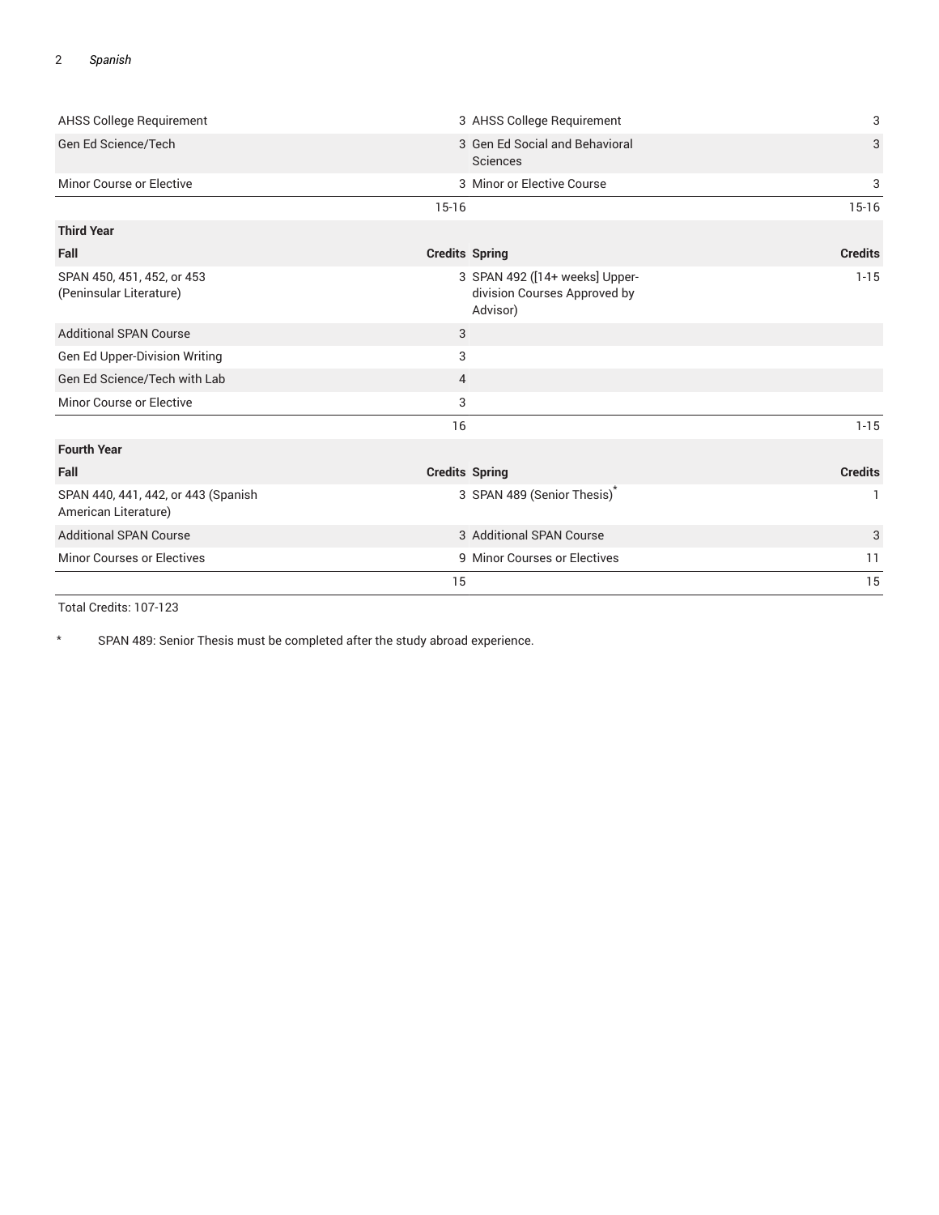| | | | |
|---|---|---|---|
| AHSS College Requirement | 3 | AHSS College Requirement | 3 |
| Gen Ed Science/Tech | 3 | Gen Ed Social and Behavioral Sciences | 3 |
| Minor Course or Elective | 3 | Minor or Elective Course | 3 |
| | 15-16 | | 15-16 |
| **Third Year** | | | |
| **Fall** | **Credits** | **Spring** | **Credits** |
| SPAN 450, 451, 452, or 453 (Peninsular Literature) | 3 | SPAN 492 ([14+ weeks] Upper-division Courses Approved by Advisor) | 1-15 |
| Additional SPAN Course | 3 | | |
| Gen Ed Upper-Division Writing | 3 | | |
| Gen Ed Science/Tech with Lab | 4 | | |
| Minor Course or Elective | 3 | | |
| | 16 | | 1-15 |
| **Fourth Year** | | | |
| **Fall** | **Credits** | **Spring** | **Credits** |
| SPAN 440, 441, 442, or 443 (Spanish American Literature) | 3 | SPAN 489 (Senior Thesis)* | 1 |
| Additional SPAN Course | 3 | Additional SPAN Course | 3 |
| Minor Courses or Electives | 9 | Minor Courses or Electives | 11 |
| | 15 | | 15 |

Total Credits: 107-123

\* SPAN 489: Senior Thesis must be completed after the study abroad experience.